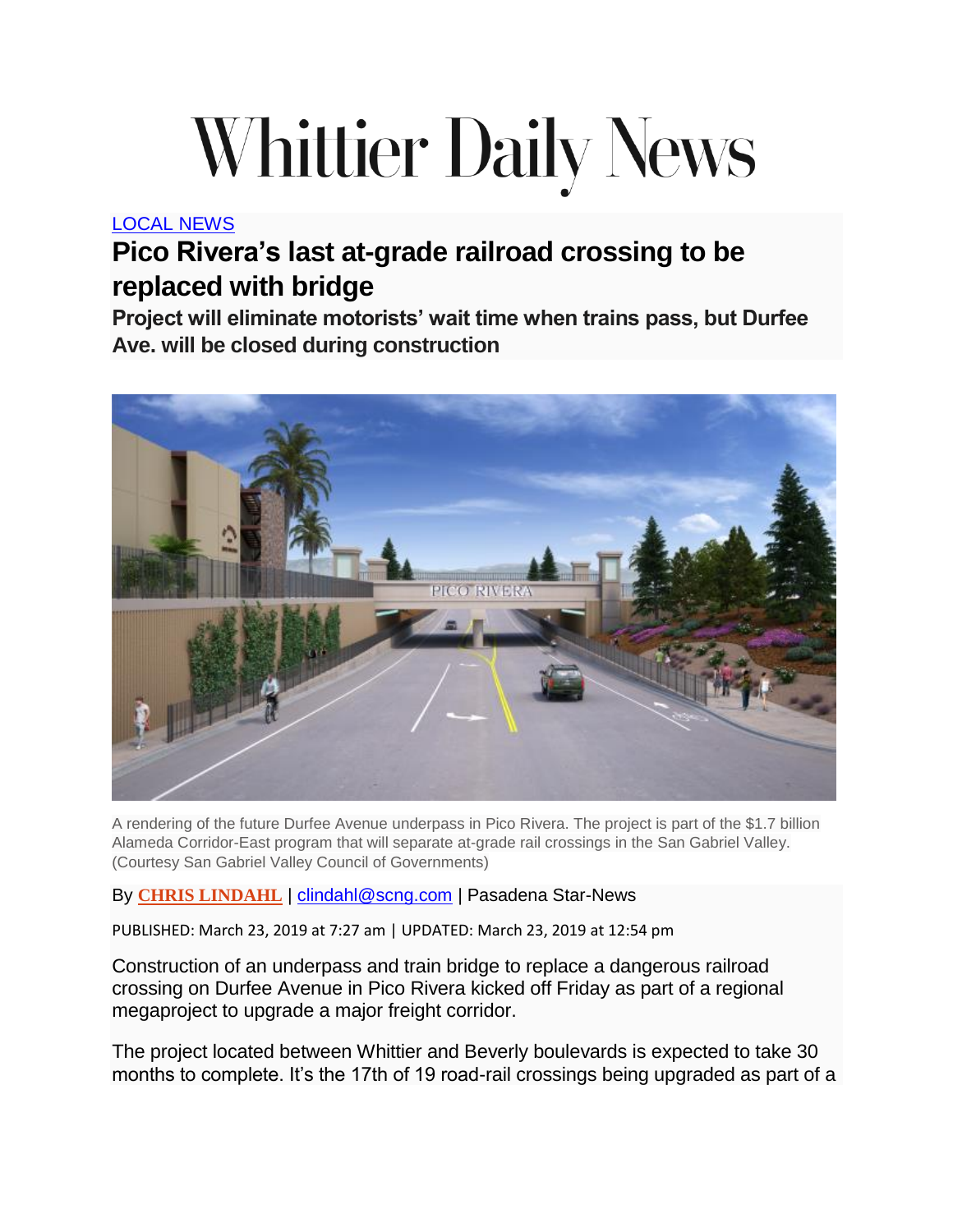# Whittier Daily News

LOCAL NEWS

## Pico Rivera's last at-grade railroad crossing to be replaced with bridge

### Project will eliminate motorists' wait time when trains pass, but Durfee Ave. will be closed during construction

A rendering of the future Durfee Avenue underpass in Pico Rivera. The project is part of the $1.7 billion Alameda Corridor-East program that will separate at-grade rail crossings in the San Gabriel Valley. (Courtesy San Gabriel Valley Council of Governments)

By CHRIS LINDAHL | clindahl@scng.com | Pasadena Star-News

PUBLISHED: March 23, 2019 at 7:27 am | UPDATED: March 23, 2019 at 12:54 pm

Construction of an underpass and train bridge to replace a dangerous railroad crossing on Durfee Avenue in Pico Rivera kicked off Friday as part of a regional megaproject to upgrade a major freight corridor.

The project located between Whittier and Beverly boulevards is expected to take 30 months to complete. It's the 17th of 19 road-rail crossings being upgraded as part of a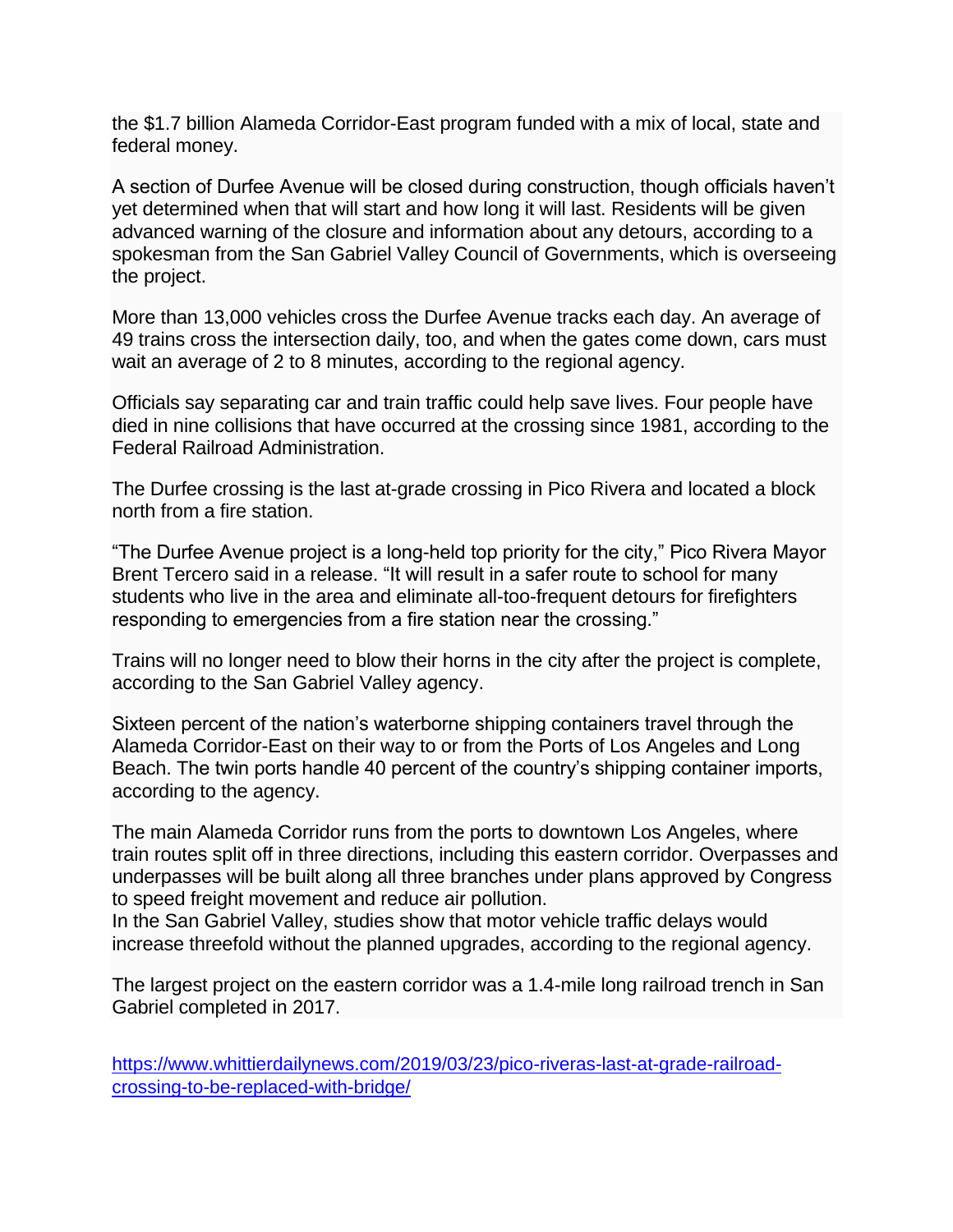the $1.7 billion Alameda Corridor-East program funded with a mix of local, state and federal money.

A section of Durfee Avenue will be closed during construction, though officials haven't yet determined when that will start and how long it will last. Residents will be given advanced warning of the closure and information about any detours, according to a spokesman from the San Gabriel Valley Council of Governments, which is overseeing the project.

More than 13,000 vehicles cross the Durfee Avenue tracks each day. An average of 49 trains cross the intersection daily, too, and when the gates come down, cars must wait an average of 2 to 8 minutes, according to the regional agency.

Officials say separating car and train traffic could help save lives. Four people have died in nine collisions that have occurred at the crossing since 1981, according to the Federal Railroad Administration.

The Durfee crossing is the last at-grade crossing in Pico Rivera and located a block north from a fire station.

"The Durfee Avenue project is a long-held top priority for the city," Pico Rivera Mayor Brent Tercero said in a release. "It will result in a safer route to school for many students who live in the area and eliminate all-too-frequent detours for firefighters responding to emergencies from a fire station near the crossing."

Trains will no longer need to blow their horns in the city after the project is complete, according to the San Gabriel Valley agency.

Sixteen percent of the nation's waterborne shipping containers travel through the Alameda Corridor-East on their way to or from the Ports of Los Angeles and Long Beach. The twin ports handle 40 percent of the country's shipping container imports, according to the agency.

The main Alameda Corridor runs from the ports to downtown Los Angeles, where train routes split off in three directions, including this eastern corridor. Overpasses and underpasses will be built along all three branches under plans approved by Congress to speed freight movement and reduce air pollution.
In the San Gabriel Valley, studies show that motor vehicle traffic delays would increase threefold without the planned upgrades, according to the regional agency.

The largest project on the eastern corridor was a 1.4-mile long railroad trench in San Gabriel completed in 2017.

https://www.whittierdailynews.com/2019/03/23/pico-riveras-last-at-grade-railroad-crossing-to-be-replaced-with-bridge/